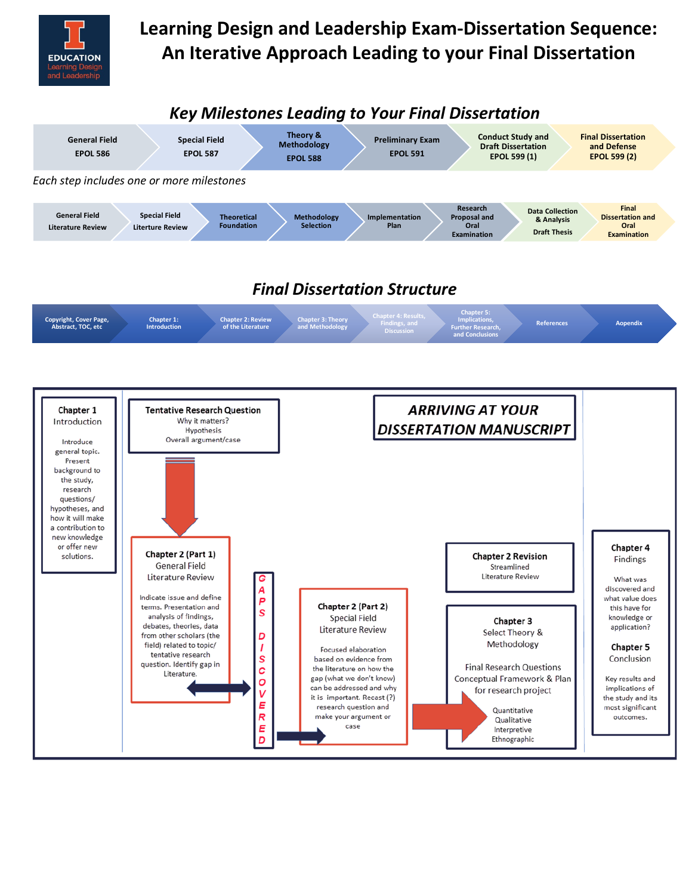EDUCATION
Learning Design and Leadership

# Learning Design and Leadership Exam-Dissertation Sequence: An Iterative Approach Leading to your Final Dissertation

## *Key Milestones Leading to Your Final Dissertation*

| General Field EPOL 586 | Special Field EPOL 587 | Theory & Methodology EPOL 588 | Preliminary Exam EPOL 591 | Conduct Study and Draft Dissertation EPOL 599 (1) | Final Dissertation and Defense EPOL 599 (2) |
|---|---|---|---|---|---|

*Each step includes one or more milestones*

| General Field Literature Review | Special Field Literture Review | Theoretical Foundation | Methodology Selection | Implementation Plan | Research Proposal and Oral Examination | Data Collection & Analysis Draft Thesis | Final Dissertation and Oral Examination |
|---|---|---|---|---|---|---|---|

## *Final Dissertation Structure*

| Copyright, Cover Page, Abstract, TOC, etc | Chapter 1: Introduction | Chapter 2: Review of the Literature | Chapter 3: Theory and Methodology | Chapter 4: Results, Findings, and Discussion | Chapter 5: Implications, Further Research, and Conclusions | References | Aopendix |
|---|---|---|---|---|---|---|---|

## *ARRIVING AT YOUR DISSERTATION MANUSCRIPT*

**Chapter 1**
Introduction

Introduce general topic. Present background to the study, research questions/ hypotheses, and how it will make a contribution to new knowledge or offer new solutions.

**Tentative Research Question**
Why it matters?
Hypothesis
Overall argument/case

**Chapter 2 (Part 1)**
General Field
Literature Review

Indicate issue and define terms. Presentation and analysis of findings, debates, theories, data from other scholars (the field) related to topic/ tentative research question. Identify gap in Literature.

GAPS DISCOVERED

**Chapter 2 (Part 2)**
Special Field
Literature Review

Focused elaboration based on evidence from the literature on how the gap (what we don't know) can be addressed and why it is important. Recast (?) research question and make your argument or case

**Chapter 2 Revision**
Streamlined
Literature Review

**Chapter 3**
Select Theory & Methodology

Final Research Questions
Conceptual Framework & Plan for research project

Quantitative
Qualitative
Interpretive
Ethnographic

**Chapter 4**
Findings

What was discovered and what value does this have for knowledge or application?

**Chapter 5**
Conclusion

Key results and implications of the study and its most significant outcomes.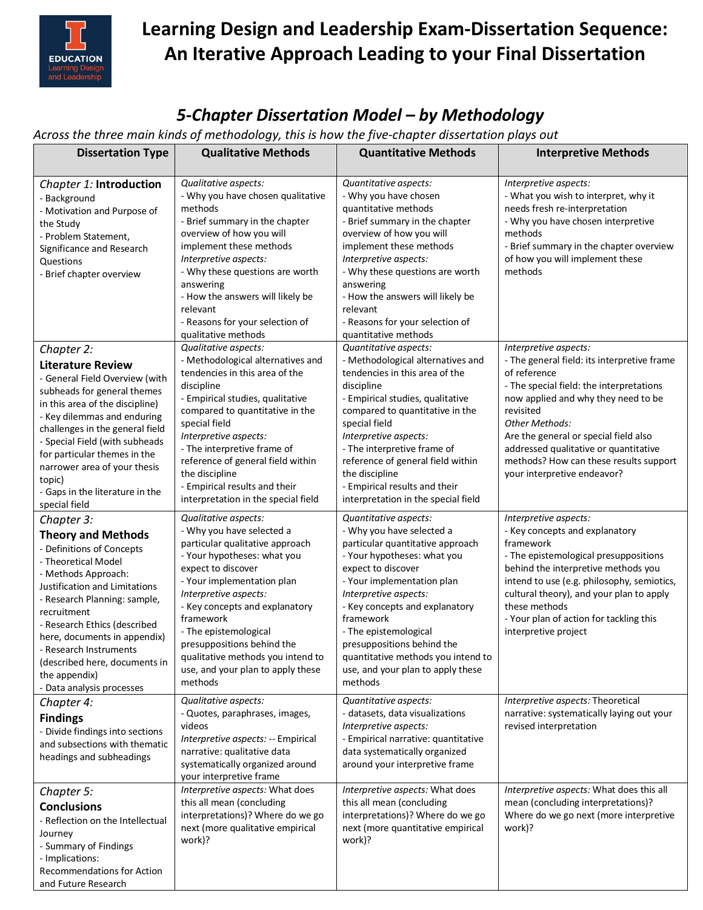# Learning Design and Leadership Exam-Dissertation Sequence: An Iterative Approach Leading to your Final Dissertation

## *5-Chapter Dissertation Model – by Methodology*

*Across the three main kinds of methodology, this is how the five-chapter dissertation plays out*

| Dissertation Type | Qualitative Methods | Quantitative Methods | Interpretive Methods |
|---|---|---|---|
| *Chapter 1:* **Introduction**<br>- Background<br>- Motivation and Purpose of the Study<br>- Problem Statement, Significance and Research Questions<br>- Brief chapter overview | *Qualitative aspects:*<br>- Why you have chosen qualitative methods<br>- Brief summary in the chapter overview of how you will implement these methods<br>*Interpretive aspects:*<br>- Why these questions are worth answering<br>- How the answers will likely be relevant<br>- Reasons for your selection of qualitative methods | *Quantitative aspects:*<br>- Why you have chosen quantitative methods<br>- Brief summary in the chapter overview of how you will implement these methods<br>*Interpretive aspects:*<br>- Why these questions are worth answering<br>- How the answers will likely be relevant<br>- Reasons for your selection of quantitative methods | *Interpretive aspects:*<br>- What you wish to interpret, why it needs fresh re-interpretation<br>- Why you have chosen interpretive methods<br>- Brief summary in the chapter overview of how you will implement these methods |
| *Chapter 2:*<br>**Literature Review**<br>- General Field Overview (with subheads for general themes in this area of the discipline)<br>- Key dilemmas and enduring challenges in the general field<br>- Special Field (with subheads for particular themes in the narrower area of your thesis topic)<br>- Gaps in the literature in the special field | *Qualitative aspects:*<br>- Methodological alternatives and tendencies in this area of the discipline<br>- Empirical studies, qualitative compared to quantitative in the special field<br>*Interpretive aspects:*<br>- The interpretive frame of reference of general field within the discipline<br>- Empirical results and their interpretation in the special field | *Quantitative aspects:*<br>- Methodological alternatives and tendencies in this area of the discipline<br>- Empirical studies, qualitative compared to quantitative in the special field<br>*Interpretive aspects:*<br>- The interpretive frame of reference of general field within the discipline<br>- Empirical results and their interpretation in the special field | *Interpretive aspects:*<br>- The general field: its interpretive frame of reference<br>- The special field: the interpretations now applied and why they need to be revisited<br>*Other Methods:*<br>Are the general or special field also addressed qualitative or quantitative methods? How can these results support your interpretive endeavor? |
| *Chapter 3:*<br>**Theory and Methods**<br>- Definitions of Concepts<br>- Theoretical Model<br>- Methods Approach: Justification and Limitations<br>- Research Planning: sample, recruitment<br>- Research Ethics (described here, documents in appendix)<br>- Research Instruments (described here, documents in the appendix)<br>- Data analysis processes | *Qualitative aspects:*<br>- Why you have selected a particular qualitative approach<br>- Your hypotheses: what you expect to discover<br>- Your implementation plan<br>*Interpretive aspects:*<br>- Key concepts and explanatory framework<br>- The epistemological presuppositions behind the qualitative methods you intend to use, and your plan to apply these methods | *Quantitative aspects:*<br>- Why you have selected a particular quantitative approach<br>- Your hypotheses: what you expect to discover<br>- Your implementation plan<br>*Interpretive aspects:*<br>- Key concepts and explanatory framework<br>- The epistemological presuppositions behind the quantitative methods you intend to use, and your plan to apply these methods | *Interpretive aspects:*<br>- Key concepts and explanatory framework<br>- The epistemological presuppositions behind the interpretive methods you intend to use (e.g. philosophy, semiotics, cultural theory), and your plan to apply these methods<br>- Your plan of action for tackling this interpretive project |
| *Chapter 4:*<br>**Findings**<br>- Divide findings into sections and subsections with thematic headings and subheadings | *Qualitative aspects:*<br>- Quotes, paraphrases, images, videos<br>*Interpretive aspects:* -- Empirical narrative: qualitative data systematically organized around your interpretive frame | *Quantitative aspects:*<br>- datasets, data visualizations<br>*Interpretive aspects:*<br>- Empirical narrative: quantitative data systematically organized around your interpretive frame | *Interpretive aspects:* Theoretical narrative: systematically laying out your revised interpretation |
| *Chapter 5:*<br>**Conclusions**<br>- Reflection on the Intellectual Journey<br>- Summary of Findings<br>- Implications: Recommendations for Action and Future Research | *Interpretive aspects:* What does this all mean (concluding interpretations)? Where do we go next (more qualitative empirical work)? | *Interpretive aspects:* What does this all mean (concluding interpretations)? Where do we go next (more quantitative empirical work)? | *Interpretive aspects:* What does this all mean (concluding interpretations)? Where do we go next (more interpretive work)? |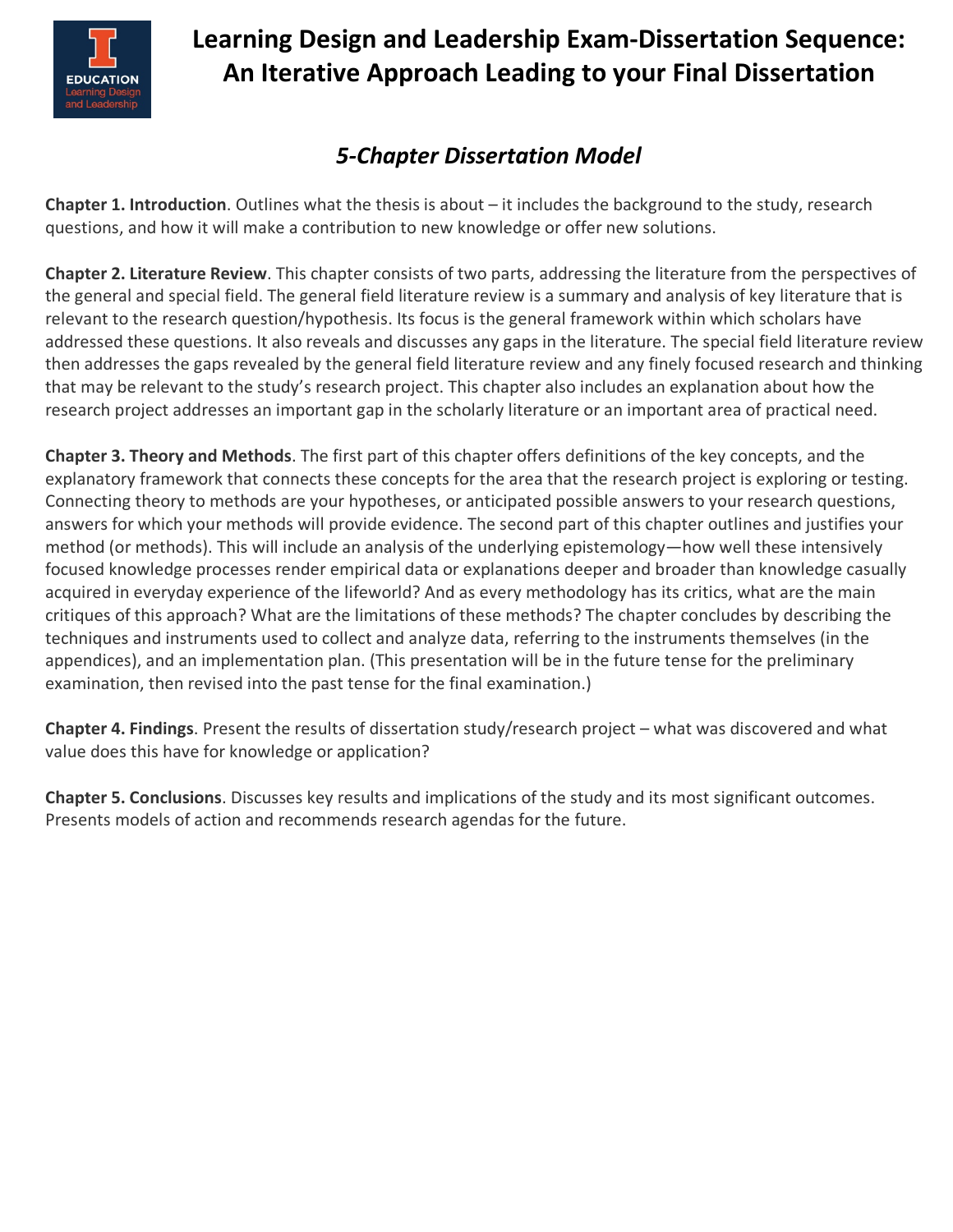# Learning Design and Leadership Exam-Dissertation Sequence: An Iterative Approach Leading to your Final Dissertation

## *5-Chapter Dissertation Model*

**Chapter 1. Introduction**. Outlines what the thesis is about – it includes the background to the study, research questions, and how it will make a contribution to new knowledge or offer new solutions.

**Chapter 2. Literature Review**. This chapter consists of two parts, addressing the literature from the perspectives of the general and special field. The general field literature review is a summary and analysis of key literature that is relevant to the research question/hypothesis. Its focus is the general framework within which scholars have addressed these questions. It also reveals and discusses any gaps in the literature. The special field literature review then addresses the gaps revealed by the general field literature review and any finely focused research and thinking that may be relevant to the study's research project. This chapter also includes an explanation about how the research project addresses an important gap in the scholarly literature or an important area of practical need.

**Chapter 3. Theory and Methods**. The first part of this chapter offers definitions of the key concepts, and the explanatory framework that connects these concepts for the area that the research project is exploring or testing. Connecting theory to methods are your hypotheses, or anticipated possible answers to your research questions, answers for which your methods will provide evidence. The second part of this chapter outlines and justifies your method (or methods). This will include an analysis of the underlying epistemology—how well these intensively focused knowledge processes render empirical data or explanations deeper and broader than knowledge casually acquired in everyday experience of the lifeworld? And as every methodology has its critics, what are the main critiques of this approach? What are the limitations of these methods? The chapter concludes by describing the techniques and instruments used to collect and analyze data, referring to the instruments themselves (in the appendices), and an implementation plan. (This presentation will be in the future tense for the preliminary examination, then revised into the past tense for the final examination.)

**Chapter 4. Findings**. Present the results of dissertation study/research project – what was discovered and what value does this have for knowledge or application?

**Chapter 5. Conclusions**. Discusses key results and implications of the study and its most significant outcomes. Presents models of action and recommends research agendas for the future.